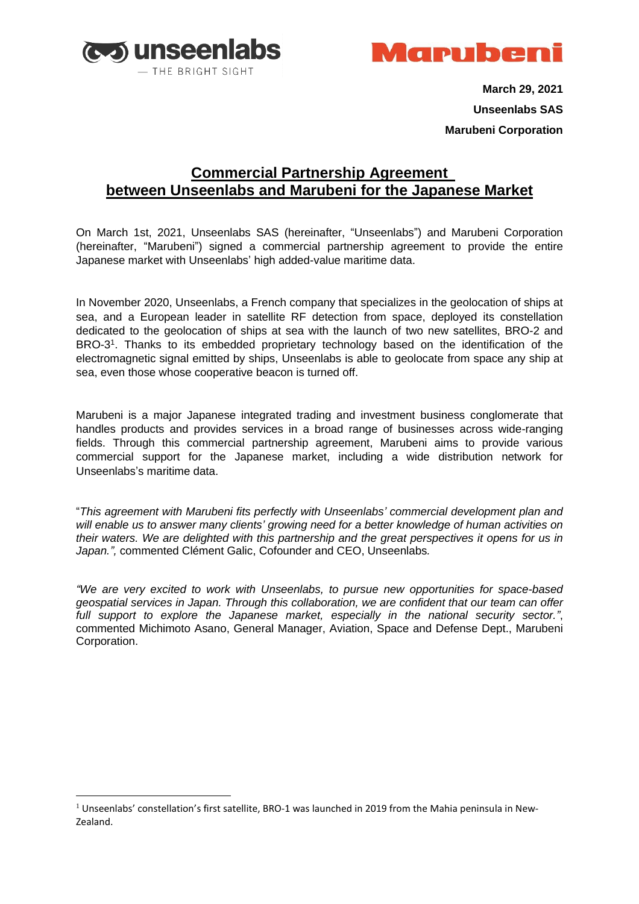**March 29, 2021**

**Unseenlabs SAS**

**Marubeni Corporation**

# Commercial Partnership Agreement between Unseenlabs and Marubeni for the Japanese Market

On March 1st, 2021, Unseenlabs SAS (hereinafter, "Unseenlabs") and Marubeni Corporation (hereinafter, "Marubeni") signed a commercial partnership agreement to provide the entire Japanese market with Unseenlabs' high added-value maritime data.

In November 2020, Unseenlabs, a French company that specializes in the geolocation of ships at sea, and a European leader in satellite RF detection from space, deployed its constellation dedicated to the geolocation of ships at sea with the launch of two new satellites, BRO-2 and BRO-3[1]. Thanks to its embedded proprietary technology based on the identification of the electromagnetic signal emitted by ships, Unseenlabs is able to geolocate from space any ship at sea, even those whose cooperative beacon is turned off.

Marubeni is a major Japanese integrated trading and investment business conglomerate that handles products and provides services in a broad range of businesses across wide-ranging fields. Through this commercial partnership agreement, Marubeni aims to provide various commercial support for the Japanese market, including a wide distribution network for Unseenlabs's maritime data.

"*This agreement with Marubeni fits perfectly with Unseenlabs' commercial development plan and will enable us to answer many clients' growing need for a better knowledge of human activities on their waters. We are delighted with this partnership and the great perspectives it opens for us in Japan.",* commented Clément Galic, Cofounder and CEO, Unseenlabs.

*"We are very excited to work with Unseenlabs, to pursue new opportunities for space-based geospatial services in Japan. Through this collaboration, we are confident that our team can offer full support to explore the Japanese market, especially in the national security sector."*, commented Michimoto Asano, General Manager, Aviation, Space and Defense Dept., Marubeni Corporation.

---

[1] Unseenlabs' constellation's first satellite, BRO-1 was launched in 2019 from the Mahia peninsula in New-Zealand.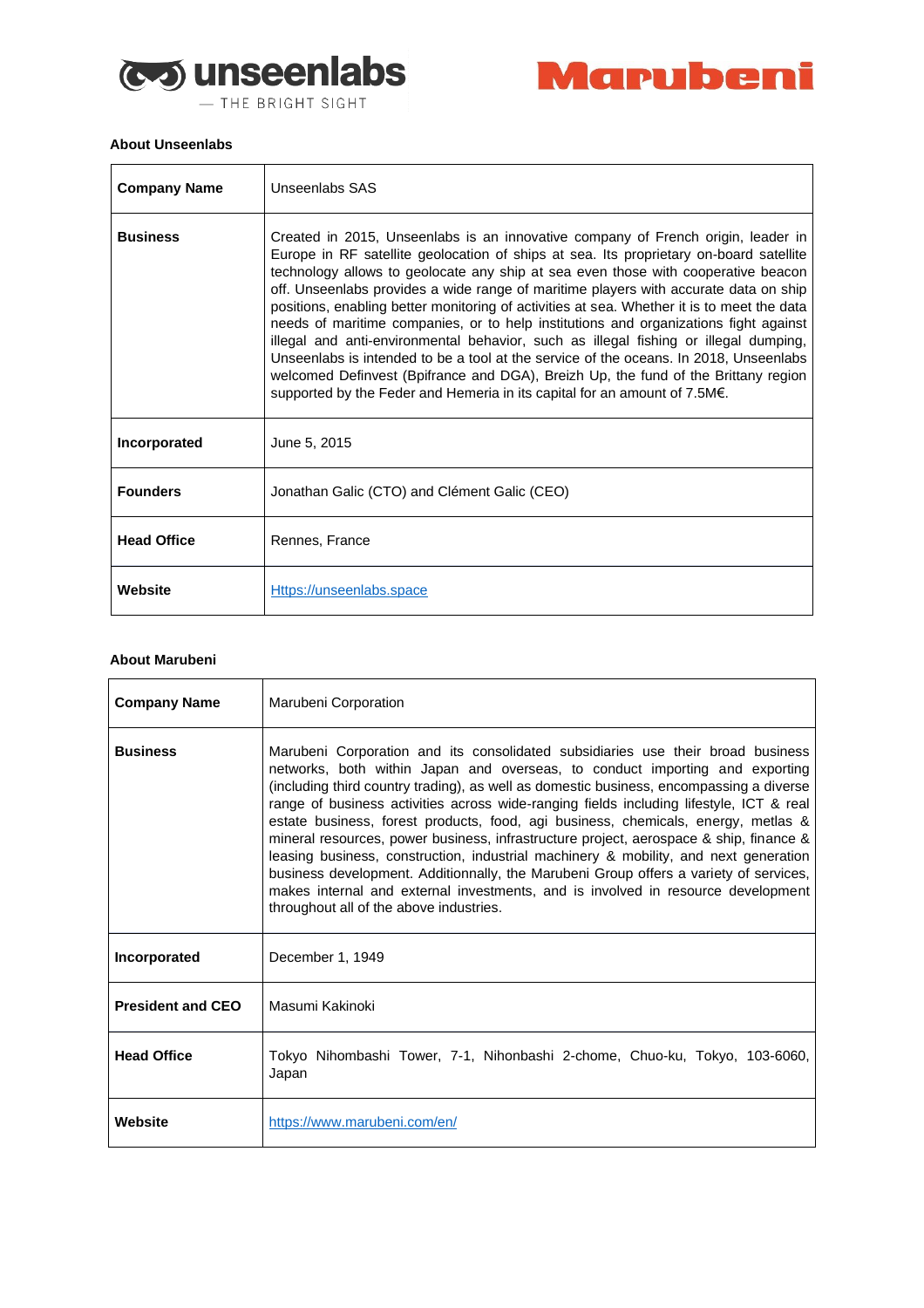## About Unseenlabs

| | |
|---|---|
| **Company Name** | Unseenlabs SAS |
| **Business** | Created in 2015, Unseenlabs is an innovative company of French origin, leader in Europe in RF satellite geolocation of ships at sea. Its proprietary on-board satellite technology allows to geolocate any ship at sea even those with cooperative beacon off. Unseenlabs provides a wide range of maritime players with accurate data on ship positions, enabling better monitoring of activities at sea. Whether it is to meet the data needs of maritime companies, or to help institutions and organizations fight against illegal and anti-environmental behavior, such as illegal fishing or illegal dumping, Unseenlabs is intended to be a tool at the service of the oceans. In 2018, Unseenlabs welcomed Definvest (Bpifrance and DGA), Breizh Up, the fund of the Brittany region supported by the Feder and Hemeria in its capital for an amount of 7.5M€. |
| **Incorporated** | June 5, 2015 |
| **Founders** | Jonathan Galic (CTO) and Clément Galic (CEO) |
| **Head Office** | Rennes, France |
| **Website** | Https://unseenlabs.space |

## About Marubeni

| | |
|---|---|
| **Company Name** | Marubeni Corporation |
| **Business** | Marubeni Corporation and its consolidated subsidiaries use their broad business networks, both within Japan and overseas, to conduct importing and exporting (including third country trading), as well as domestic business, encompassing a diverse range of business activities across wide-ranging fields including lifestyle, ICT & real estate business, forest products, food, agi business, chemicals, energy, metlas & mineral resources, power business, infrastructure project, aerospace & ship, finance & leasing business, construction, industrial machinery & mobility, and next generation business development. Additionnally, the Marubeni Group offers a variety of services, makes internal and external investments, and is involved in resource development throughout all of the above industries. |
| **Incorporated** | December 1, 1949 |
| **President and CEO** | Masumi Kakinoki |
| **Head Office** | Tokyo Nihombashi Tower, 7-1, Nihonbashi 2-chome, Chuo-ku, Tokyo, 103-6060, Japan |
| **Website** | https://www.marubeni.com/en/ |